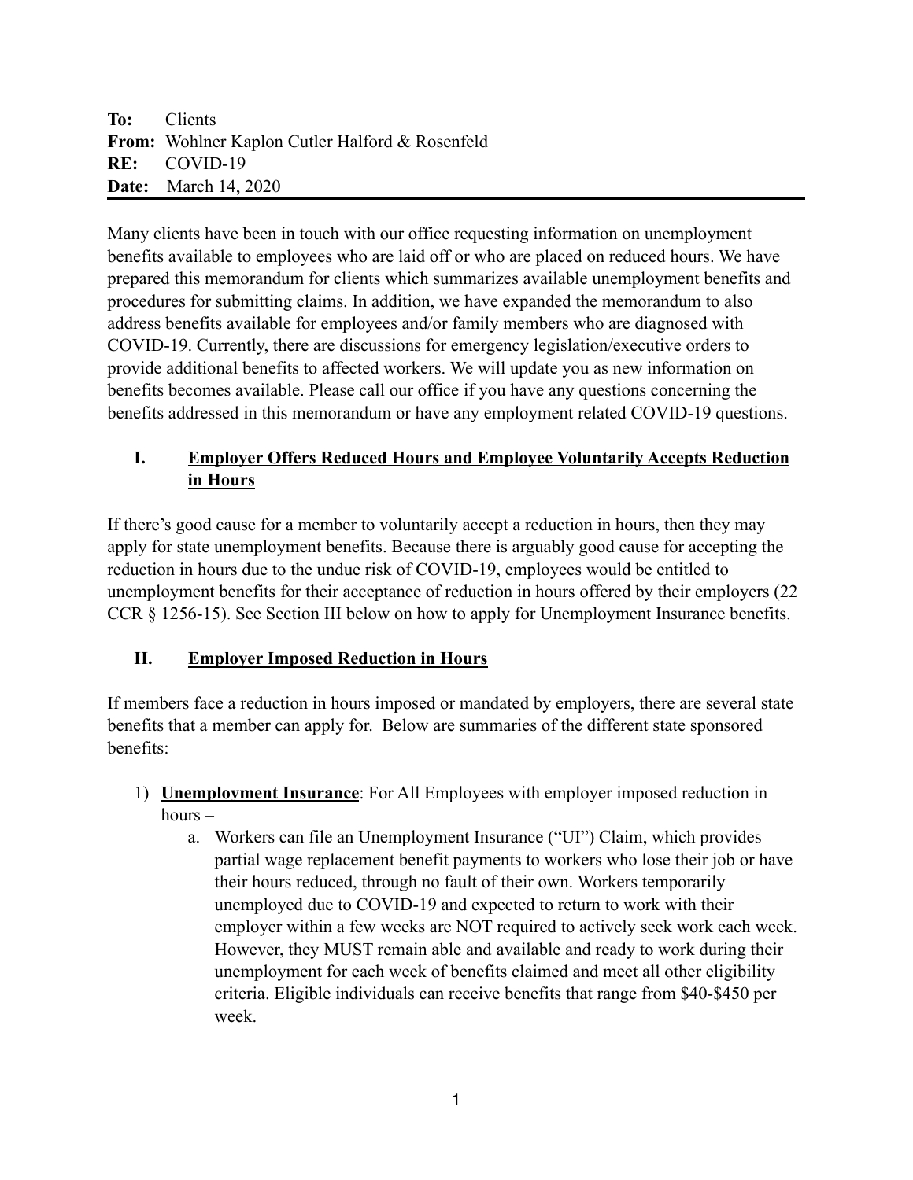**To:** Clients  
**From:** Wohlner Kaplon Cutler Halford & Rosenfeld  
**RE:** COVID-19  
**Date:** March 14, 2020

---

Many clients have been in touch with our office requesting information on unemployment benefits available to employees who are laid off or who are placed on reduced hours. We have prepared this memorandum for clients which summarizes available unemployment benefits and procedures for submitting claims. In addition, we have expanded the memorandum to also address benefits available for employees and/or family members who are diagnosed with COVID-19. Currently, there are discussions for emergency legislation/executive orders to provide additional benefits to affected workers. We will update you as new information on benefits becomes available. Please call our office if you have any questions concerning the benefits addressed in this memorandum or have any employment related COVID-19 questions.

## I. <u>Employer Offers Reduced Hours and Employee Voluntarily Accepts Reduction in Hours</u>

If there's good cause for a member to voluntarily accept a reduction in hours, then they may apply for state unemployment benefits. Because there is arguably good cause for accepting the reduction in hours due to the undue risk of COVID-19, employees would be entitled to unemployment benefits for their acceptance of reduction in hours offered by their employers (22 CCR § 1256-15). See Section III below on how to apply for Unemployment Insurance benefits.

## II. <u>Employer Imposed Reduction in Hours</u>

If members face a reduction in hours imposed or mandated by employers, there are several state benefits that a member can apply for. Below are summaries of the different state sponsored benefits:

1) **<u>Unemployment Insurance</u>**: For All Employees with employer imposed reduction in hours –
    a. Workers can file an Unemployment Insurance ("UI") Claim, which provides partial wage replacement benefit payments to workers who lose their job or have their hours reduced, through no fault of their own. Workers temporarily unemployed due to COVID-19 and expected to return to work with their employer within a few weeks are NOT required to actively seek work each week. However, they MUST remain able and available and ready to work during their unemployment for each week of benefits claimed and meet all other eligibility criteria. Eligible individuals can receive benefits that range from $40-$450 per week.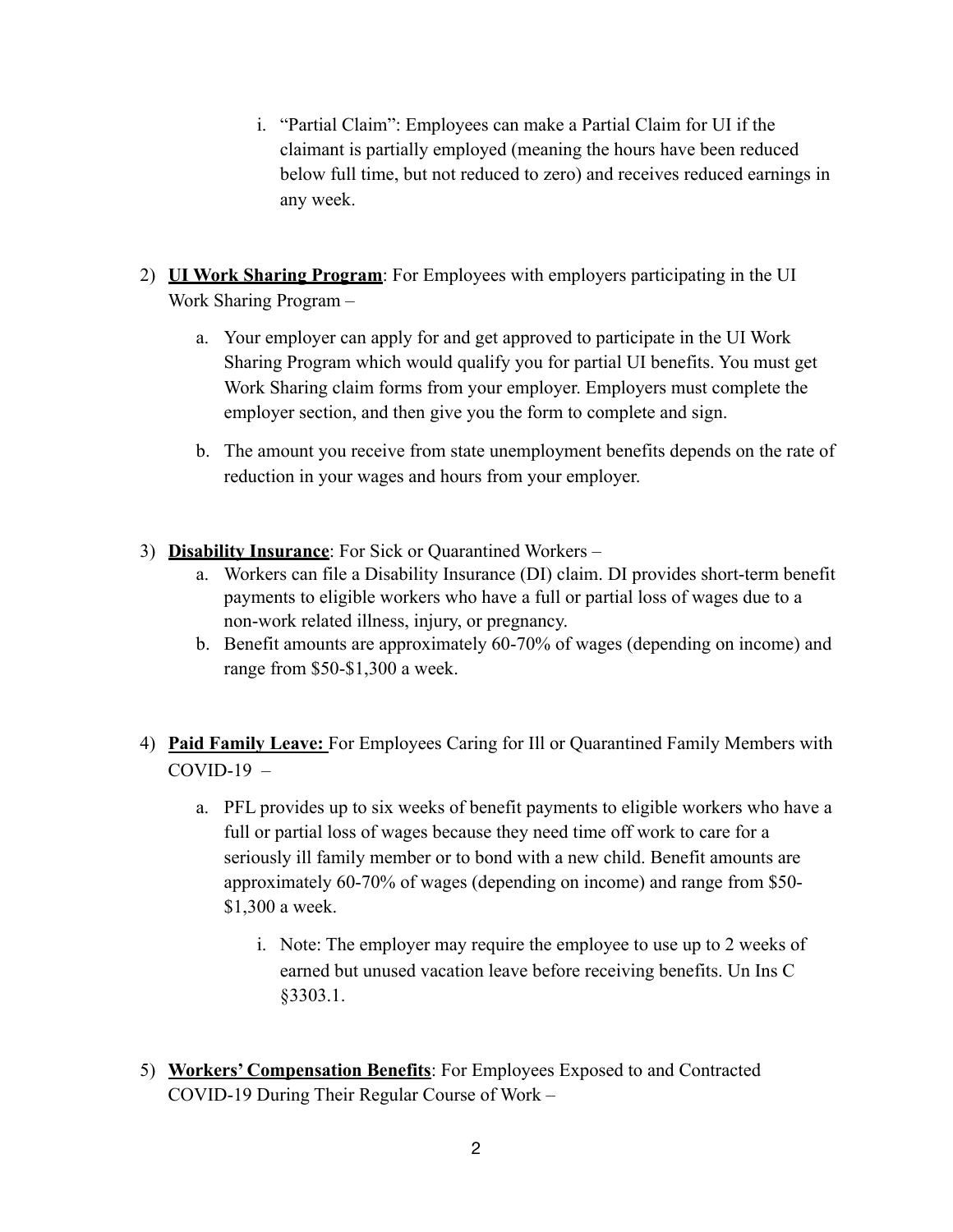i. "Partial Claim": Employees can make a Partial Claim for UI if the claimant is partially employed (meaning the hours have been reduced below full time, but not reduced to zero) and receives reduced earnings in any week.

2) **<u>UI Work Sharing Program</u>**: For Employees with employers participating in the UI Work Sharing Program –

   a. Your employer can apply for and get approved to participate in the UI Work Sharing Program which would qualify you for partial UI benefits. You must get Work Sharing claim forms from your employer. Employers must complete the employer section, and then give you the form to complete and sign.

   b. The amount you receive from state unemployment benefits depends on the rate of reduction in your wages and hours from your employer.

3) **<u>Disability Insurance</u>**: For Sick or Quarantined Workers –

   a. Workers can file a Disability Insurance (DI) claim. DI provides short-term benefit payments to eligible workers who have a full or partial loss of wages due to a non-work related illness, injury, or pregnancy.

   b. Benefit amounts are approximately 60-70% of wages (depending on income) and range from $50-$1,300 a week.

4) **<u>Paid Family Leave:</u>** For Employees Caring for Ill or Quarantined Family Members with COVID-19 –

   a. PFL provides up to six weeks of benefit payments to eligible workers who have a full or partial loss of wages because they need time off work to care for a seriously ill family member or to bond with a new child. Benefit amounts are approximately 60-70% of wages (depending on income) and range from $50-$1,300 a week.

      i. Note: The employer may require the employee to use up to 2 weeks of earned but unused vacation leave before receiving benefits. Un Ins C §3303.1.

5) **<u>Workers' Compensation Benefits</u>**: For Employees Exposed to and Contracted COVID-19 During Their Regular Course of Work –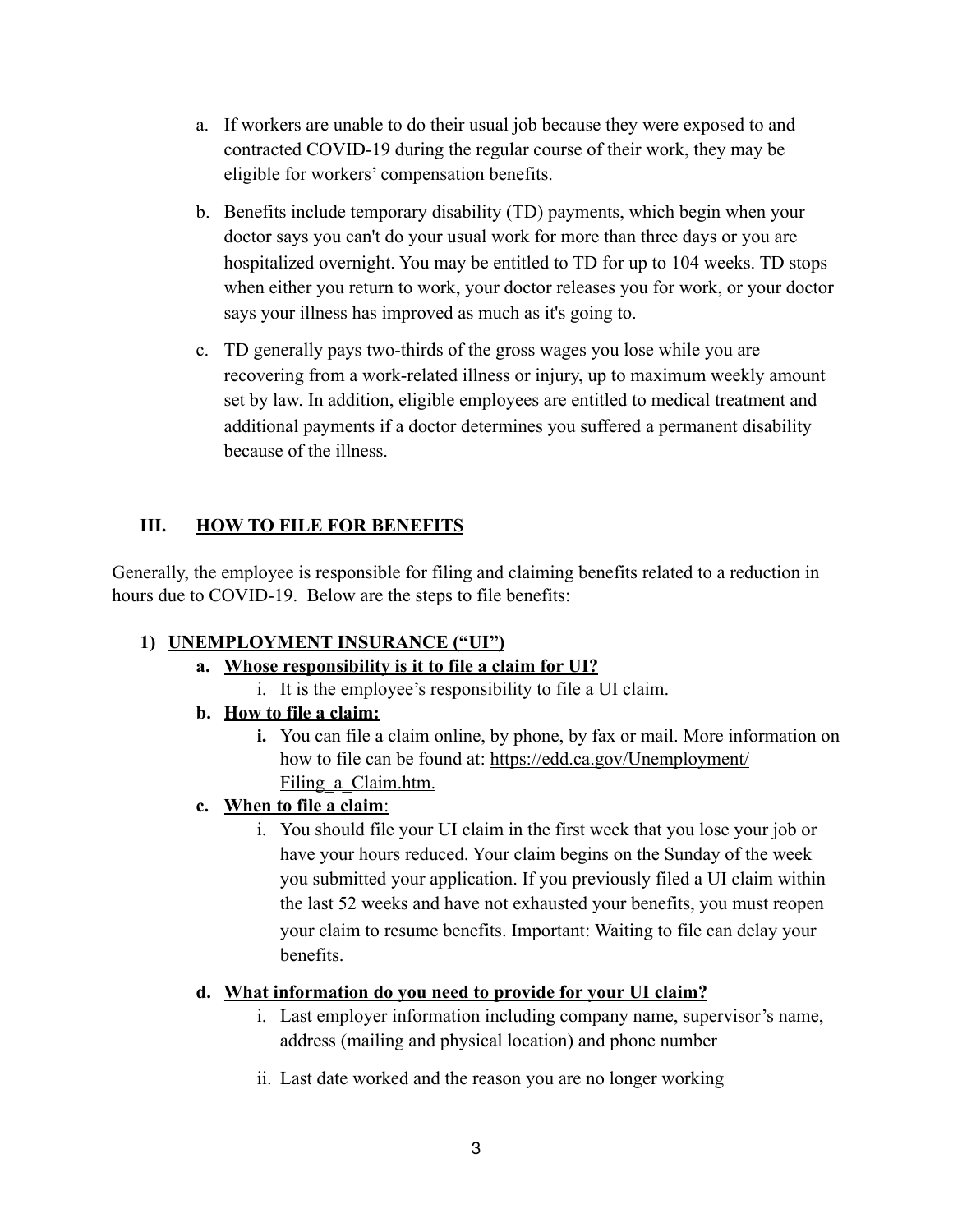a. If workers are unable to do their usual job because they were exposed to and contracted COVID-19 during the regular course of their work, they may be eligible for workers' compensation benefits.

b. Benefits include temporary disability (TD) payments, which begin when your doctor says you can't do your usual work for more than three days or you are hospitalized overnight. You may be entitled to TD for up to 104 weeks. TD stops when either you return to work, your doctor releases you for work, or your doctor says your illness has improved as much as it's going to.

c. TD generally pays two-thirds of the gross wages you lose while you are recovering from a work-related illness or injury, up to maximum weekly amount set by law. In addition, eligible employees are entitled to medical treatment and additional payments if a doctor determines you suffered a permanent disability because of the illness.

## III. <u>HOW TO FILE FOR BENEFITS</u>

Generally, the employee is responsible for filing and claiming benefits related to a reduction in hours due to COVID-19. Below are the steps to file benefits:

### 1) <u>UNEMPLOYMENT INSURANCE ("UI")</u>

**a. <u>Whose responsibility is it to file a claim for UI?</u>**

i. It is the employee's responsibility to file a UI claim.

**b. <u>How to file a claim:</u>**

**i.** You can file a claim online, by phone, by fax or mail. More information on how to file can be found at: <u>https://edd.ca.gov/Unemployment/Filing_a_Claim.htm.</u>

**c. <u>When to file a claim</u>:**

i. You should file your UI claim in the first week that you lose your job or have your hours reduced. Your claim begins on the Sunday of the week you submitted your application. If you previously filed a UI claim within the last 52 weeks and have not exhausted your benefits, you must reopen your claim to resume benefits. Important: Waiting to file can delay your benefits.

**d. <u>What information do you need to provide for your UI claim?</u>**

i. Last employer information including company name, supervisor's name, address (mailing and physical location) and phone number

ii. Last date worked and the reason you are no longer working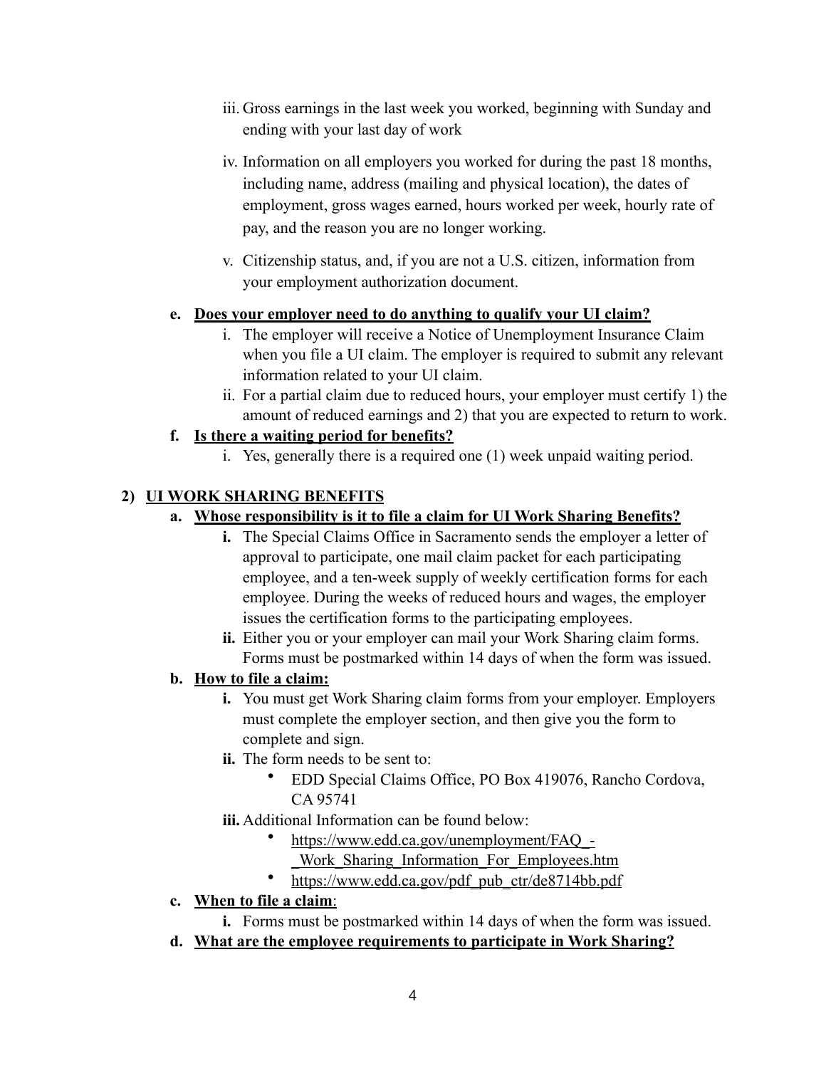iii. Gross earnings in the last week you worked, beginning with Sunday and ending with your last day of work

   iv. Information on all employers you worked for during the past 18 months, including name, address (mailing and physical location), the dates of employment, gross wages earned, hours worked per week, hourly rate of pay, and the reason you are no longer working.

   v. Citizenship status, and, if you are not a U.S. citizen, information from your employment authorization document.

e. **<u>Does your employer need to do anything to qualify your UI claim?</u>**
   i. The employer will receive a Notice of Unemployment Insurance Claim when you file a UI claim. The employer is required to submit any relevant information related to your UI claim.
   ii. For a partial claim due to reduced hours, your employer must certify 1) the amount of reduced earnings and 2) that you are expected to return to work.

f. **<u>Is there a waiting period for benefits?</u>**
   i. Yes, generally there is a required one (1) week unpaid waiting period.

## 2) <u>UI WORK SHARING BENEFITS</u>

a. **<u>Whose responsibility is it to file a claim for UI Work Sharing Benefits?</u>**
   **i.** The Special Claims Office in Sacramento sends the employer a letter of approval to participate, one mail claim packet for each participating employee, and a ten-week supply of weekly certification forms for each employee. During the weeks of reduced hours and wages, the employer issues the certification forms to the participating employees.
   **ii.** Either you or your employer can mail your Work Sharing claim forms. Forms must be postmarked within 14 days of when the form was issued.

b. **<u>How to file a claim:</u>**
   **i.** You must get Work Sharing claim forms from your employer. Employers must complete the employer section, and then give you the form to complete and sign.
   **ii.** The form needs to be sent to:
   - EDD Special Claims Office, PO Box 419076, Rancho Cordova, CA 95741

   **iii.** Additional Information can be found below:
   - https://www.edd.ca.gov/unemployment/FAQ_-_Work_Sharing_Information_For_Employees.htm
   - https://www.edd.ca.gov/pdf_pub_ctr/de8714bb.pdf

c. **<u>When to file a claim</u>**:
   **i.** Forms must be postmarked within 14 days of when the form was issued.

d. **<u>What are the employee requirements to participate in Work Sharing?</u>**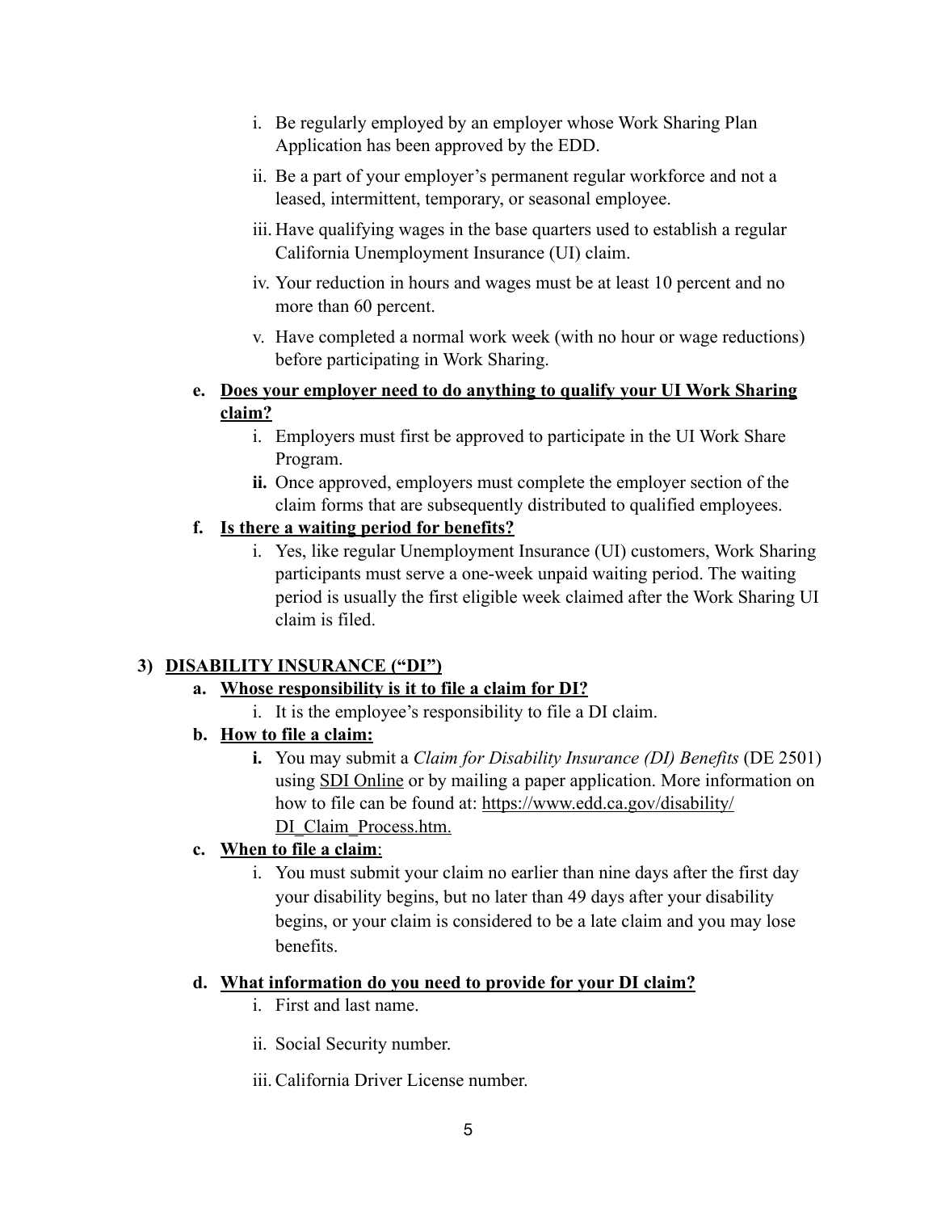i. Be regularly employed by an employer whose Work Sharing Plan Application has been approved by the EDD.

ii. Be a part of your employer's permanent regular workforce and not a leased, intermittent, temporary, or seasonal employee.

iii. Have qualifying wages in the base quarters used to establish a regular California Unemployment Insurance (UI) claim.

iv. Your reduction in hours and wages must be at least 10 percent and no more than 60 percent.

v. Have completed a normal work week (with no hour or wage reductions) before participating in Work Sharing.

**e. <u>Does your employer need to do anything to qualify your UI Work Sharing claim?</u>**

i. Employers must first be approved to participate in the UI Work Share Program.

**ii.** Once approved, employers must complete the employer section of the claim forms that are subsequently distributed to qualified employees.

**f. <u>Is there a waiting period for benefits?</u>**

i. Yes, like regular Unemployment Insurance (UI) customers, Work Sharing participants must serve a one-week unpaid waiting period. The waiting period is usually the first eligible week claimed after the Work Sharing UI claim is filed.

## 3) <u>DISABILITY INSURANCE ("DI")</u>

**a. <u>Whose responsibility is it to file a claim for DI?</u>**

i. It is the employee's responsibility to file a DI claim.

**b. <u>How to file a claim:</u>**

**i.** You may submit a *Claim for Disability Insurance (DI) Benefits* (DE 2501) using <u>SDI Online</u> or by mailing a paper application. More information on how to file can be found at: <u>https://www.edd.ca.gov/disability/DI_Claim_Process.htm.</u>

**c. <u>When to file a claim</u>:**

i. You must submit your claim no earlier than nine days after the first day your disability begins, but no later than 49 days after your disability begins, or your claim is considered to be a late claim and you may lose benefits.

**d. <u>What information do you need to provide for your DI claim?</u>**

i. First and last name.

ii. Social Security number.

iii. California Driver License number.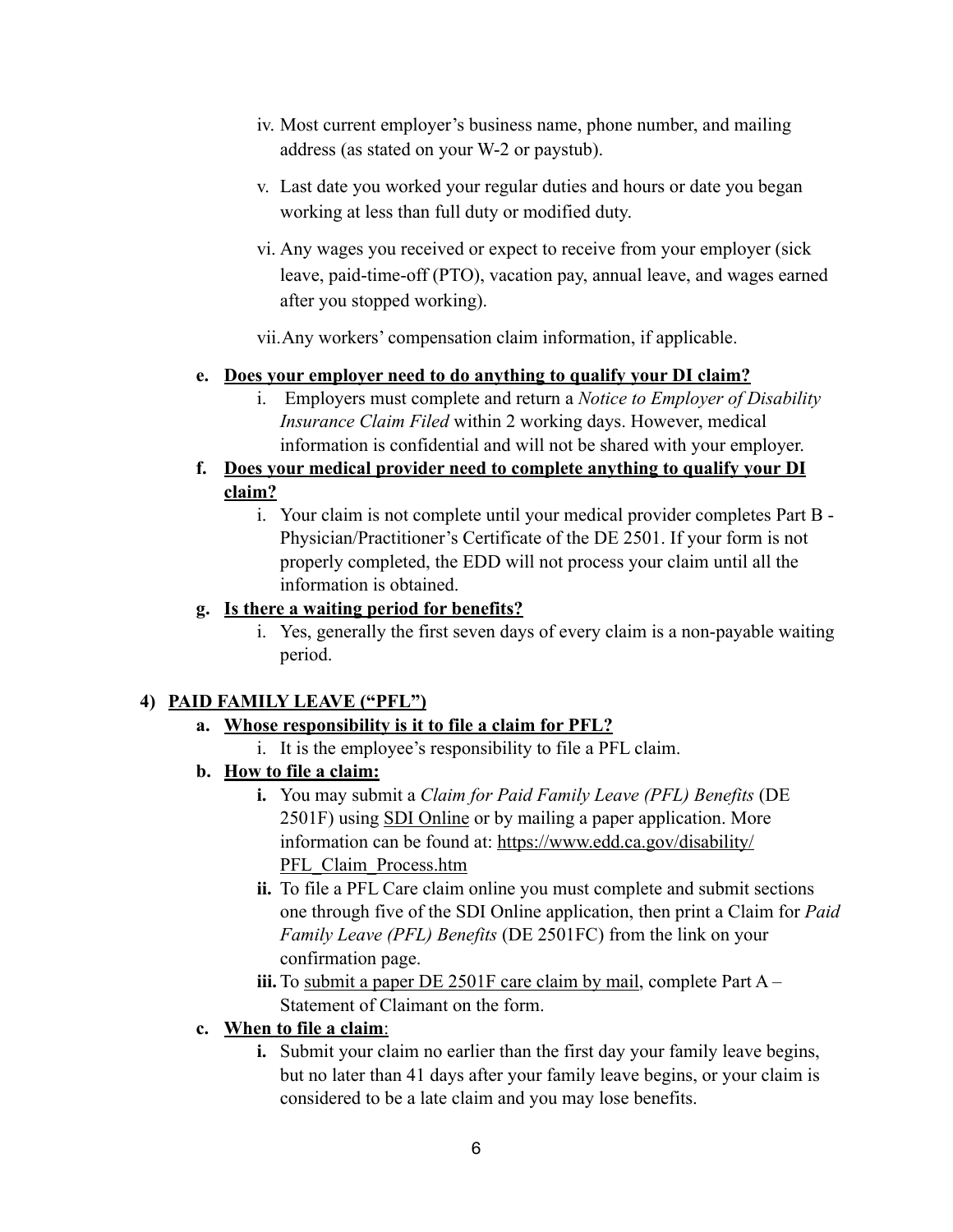iv. Most current employer's business name, phone number, and mailing address (as stated on your W-2 or paystub).

v. Last date you worked your regular duties and hours or date you began working at less than full duty or modified duty.

vi. Any wages you received or expect to receive from your employer (sick leave, paid-time-off (PTO), vacation pay, annual leave, and wages earned after you stopped working).

vii. Any workers' compensation claim information, if applicable.

**e. <u>Does your employer need to do anything to qualify your DI claim?</u>**

i. Employers must complete and return a *Notice to Employer of Disability Insurance Claim Filed* within 2 working days. However, medical information is confidential and will not be shared with your employer.

**f. <u>Does your medical provider need to complete anything to qualify your DI claim?</u>**

i. Your claim is not complete until your medical provider completes Part B - Physician/Practitioner's Certificate of the DE 2501. If your form is not properly completed, the EDD will not process your claim until all the information is obtained.

**g. <u>Is there a waiting period for benefits?</u>**

i. Yes, generally the first seven days of every claim is a non-payable waiting period.

## 4) <u>PAID FAMILY LEAVE ("PFL")</u>

**a. <u>Whose responsibility is it to file a claim for PFL?</u>**

i. It is the employee's responsibility to file a PFL claim.

**b. <u>How to file a claim:</u>**

**i.** You may submit a *Claim for Paid Family Leave (PFL) Benefits* (DE 2501F) using <u>SDI Online</u> or by mailing a paper application. More information can be found at: https://www.edd.ca.gov/disability/PFL_Claim_Process.htm

**ii.** To file a PFL Care claim online you must complete and submit sections one through five of the SDI Online application, then print a Claim for *Paid Family Leave (PFL) Benefits* (DE 2501FC) from the link on your confirmation page.

**iii.** To <u>submit a paper DE 2501F care claim by mail</u>, complete Part A – Statement of Claimant on the form.

**c. <u>When to file a claim</u>:**

**i.** Submit your claim no earlier than the first day your family leave begins, but no later than 41 days after your family leave begins, or your claim is considered to be a late claim and you may lose benefits.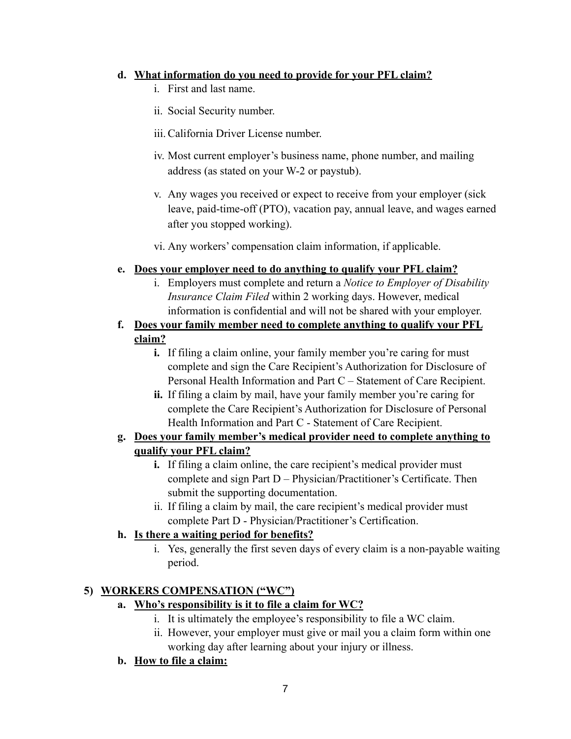d. **<u>What information do you need to provide for your PFL claim?</u>**

   i. First and last name.

   ii. Social Security number.

   iii. California Driver License number.

   iv. Most current employer's business name, phone number, and mailing address (as stated on your W-2 or paystub).

   v. Any wages you received or expect to receive from your employer (sick leave, paid-time-off (PTO), vacation pay, annual leave, and wages earned after you stopped working).

   vi. Any workers' compensation claim information, if applicable.

e. **<u>Does your employer need to do anything to qualify your PFL claim?</u>**

   i. Employers must complete and return a *Notice to Employer of Disability Insurance Claim Filed* within 2 working days. However, medical information is confidential and will not be shared with your employer.

f. **<u>Does your family member need to complete anything to qualify your PFL claim?</u>**

   **i.** If filing a claim online, your family member you're caring for must complete and sign the Care Recipient's Authorization for Disclosure of Personal Health Information and Part C – Statement of Care Recipient.

   **ii.** If filing a claim by mail, have your family member you're caring for complete the Care Recipient's Authorization for Disclosure of Personal Health Information and Part C - Statement of Care Recipient.

g. **<u>Does your family member's medical provider need to complete anything to qualify your PFL claim?</u>**

   **i.** If filing a claim online, the care recipient's medical provider must complete and sign Part D – Physician/Practitioner's Certificate. Then submit the supporting documentation.

   ii. If filing a claim by mail, the care recipient's medical provider must complete Part D - Physician/Practitioner's Certification.

h. **<u>Is there a waiting period for benefits?</u>**

   i. Yes, generally the first seven days of every claim is a non-payable waiting period.

## 5) <u>WORKERS COMPENSATION ("WC")</u>

a. **<u>Who's responsibility is it to file a claim for WC?</u>**

   i. It is ultimately the employee's responsibility to file a WC claim.

   ii. However, your employer must give or mail you a claim form within one working day after learning about your injury or illness.

b. **<u>How to file a claim:</u>**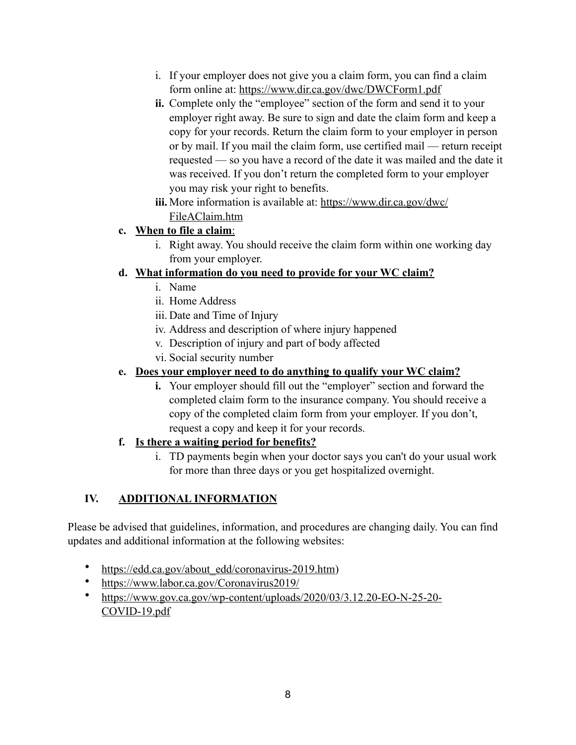i. If your employer does not give you a claim form, you can find a claim form online at: https://www.dir.ca.gov/dwc/DWCForm1.pdf
   **ii.** Complete only the "employee" section of the form and send it to your employer right away. Be sure to sign and date the claim form and keep a copy for your records. Return the claim form to your employer in person or by mail. If you mail the claim form, use certified mail — return receipt requested — so you have a record of the date it was mailed and the date it was received. If you don't return the completed form to your employer you may risk your right to benefits.
   **iii.** More information is available at: https://www.dir.ca.gov/dwc/FileAClaim.htm

**c. When to file a claim**:
   i. Right away. You should receive the claim form within one working day from your employer.

**d. What information do you need to provide for your WC claim?**
   i. Name
   ii. Home Address
   iii. Date and Time of Injury
   iv. Address and description of where injury happened
   v. Description of injury and part of body affected
   vi. Social security number

**e. Does your employer need to do anything to qualify your WC claim?**
   **i.** Your employer should fill out the "employer" section and forward the completed claim form to the insurance company. You should receive a copy of the completed claim form from your employer. If you don't, request a copy and keep it for your records.

**f. Is there a waiting period for benefits?**
   i. TD payments begin when your doctor says you can't do your usual work for more than three days or you get hospitalized overnight.

## IV. ADDITIONAL INFORMATION

Please be advised that guidelines, information, and procedures are changing daily. You can find updates and additional information at the following websites:

- https://edd.ca.gov/about_edd/coronavirus-2019.htm)
- https://www.labor.ca.gov/Coronavirus2019/
- https://www.gov.ca.gov/wp-content/uploads/2020/03/3.12.20-EO-N-25-20-COVID-19.pdf